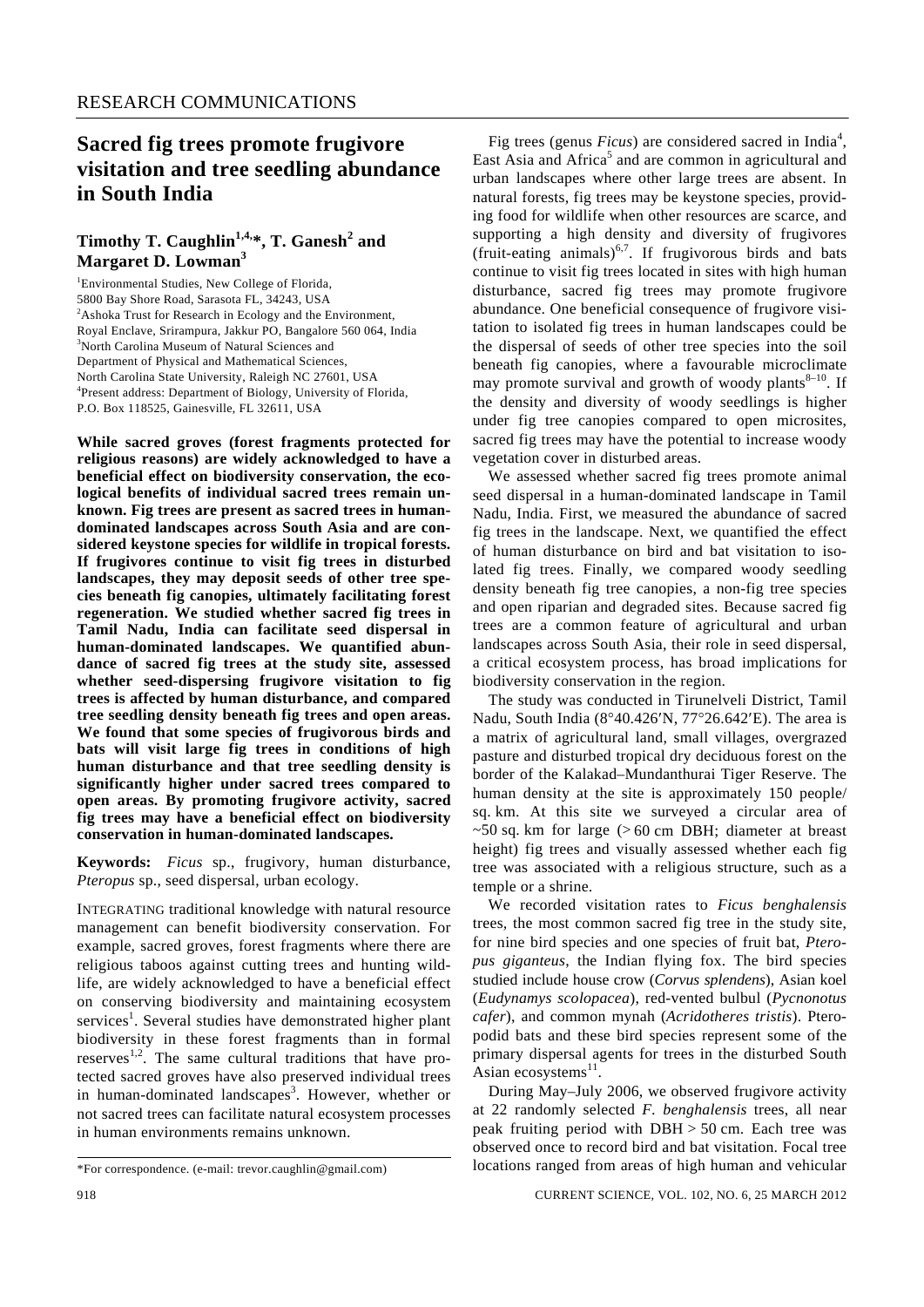RESEARCH COMMUNICATIONS

# Sacred fig trees promote frugivore visitation and tree seedling abundance in South India

**Timothy T. Caughlin[1,4,*], T. Ganesh[2] and Margaret D. Lowman[3]**

[1]Environmental Studies, New College of Florida, 5800 Bay Shore Road, Sarasota FL, 34243, USA
[2]Ashoka Trust for Research in Ecology and the Environment, Royal Enclave, Srirampura, Jakkur PO, Bangalore 560 064, India
[3]North Carolina Museum of Natural Sciences and Department of Physical and Mathematical Sciences, North Carolina State University, Raleigh NC 27601, USA
[4]Present address: Department of Biology, University of Florida, P.O. Box 118525, Gainesville, FL 32611, USA

**While sacred groves (forest fragments protected for religious reasons) are widely acknowledged to have a beneficial effect on biodiversity conservation, the ecological benefits of individual sacred trees remain unknown. Fig trees are present as sacred trees in human-dominated landscapes across South Asia and are considered keystone species for wildlife in tropical forests. If frugivores continue to visit fig trees in disturbed landscapes, they may deposit seeds of other tree species beneath fig canopies, ultimately facilitating forest regeneration. We studied whether sacred fig trees in Tamil Nadu, India can facilitate seed dispersal in human-dominated landscapes. We quantified abundance of sacred fig trees at the study site, assessed whether seed-dispersing frugivore visitation to fig trees is affected by human disturbance, and compared tree seedling density beneath fig trees and open areas. We found that some species of frugivorous birds and bats will visit large fig trees in conditions of high human disturbance and that tree seedling density is significantly higher under sacred trees compared to open areas. By promoting frugivore activity, sacred fig trees may have a beneficial effect on biodiversity conservation in human-dominated landscapes.**

**Keywords:** *Ficus* sp., frugivory, human disturbance, *Pteropus* sp., seed dispersal, urban ecology.

INTEGRATING traditional knowledge with natural resource management can benefit biodiversity conservation. For example, sacred groves, forest fragments where there are religious taboos against cutting trees and hunting wildlife, are widely acknowledged to have a beneficial effect on conserving biodiversity and maintaining ecosystem services[1]. Several studies have demonstrated higher plant biodiversity in these forest fragments than in formal reserves[1,2]. The same cultural traditions that have protected sacred groves have also preserved individual trees in human-dominated landscapes[3]. However, whether or not sacred trees can facilitate natural ecosystem processes in human environments remains unknown.

Fig trees (genus *Ficus*) are considered sacred in India[4], East Asia and Africa[5] and are common in agricultural and urban landscapes where other large trees are absent. In natural forests, fig trees may be keystone species, providing food for wildlife when other resources are scarce, and supporting a high density and diversity of frugivores (fruit-eating animals)[6,7]. If frugivorous birds and bats continue to visit fig trees located in sites with high human disturbance, sacred fig trees may promote frugivore abundance. One beneficial consequence of frugivore visitation to isolated fig trees in human landscapes could be the dispersal of seeds of other tree species into the soil beneath fig canopies, where a favourable microclimate may promote survival and growth of woody plants[8–10]. If the density and diversity of woody seedlings is higher under fig tree canopies compared to open microsites, sacred fig trees may have the potential to increase woody vegetation cover in disturbed areas.

We assessed whether sacred fig trees promote animal seed dispersal in a human-dominated landscape in Tamil Nadu, India. First, we measured the abundance of sacred fig trees in the landscape. Next, we quantified the effect of human disturbance on bird and bat visitation to isolated fig trees. Finally, we compared woody seedling density beneath fig tree canopies, a non-fig tree species and open riparian and degraded sites. Because sacred fig trees are a common feature of agricultural and urban landscapes across South Asia, their role in seed dispersal, a critical ecosystem process, has broad implications for biodiversity conservation in the region.

The study was conducted in Tirunelveli District, Tamil Nadu, South India (8°40.426′N, 77°26.642′E). The area is a matrix of agricultural land, small villages, overgrazed pasture and disturbed tropical dry deciduous forest on the border of the Kalakad–Mundanthurai Tiger Reserve. The human density at the site is approximately 150 people/sq. km. At this site we surveyed a circular area of ~50 sq. km for large (> 60 cm DBH; diameter at breast height) fig trees and visually assessed whether each fig tree was associated with a religious structure, such as a temple or a shrine.

We recorded visitation rates to *Ficus benghalensis* trees, the most common sacred fig tree in the study site, for nine bird species and one species of fruit bat, *Pteropus giganteus*, the Indian flying fox. The bird species studied include house crow (*Corvus splendens*), Asian koel (*Eudynamys scolopacea*), red-vented bulbul (*Pycnonotus cafer*), and common mynah (*Acridotheres tristis*). Pteropodid bats and these bird species represent some of the primary dispersal agents for trees in the disturbed South Asian ecosystems[11].

During May–July 2006, we observed frugivore activity at 22 randomly selected *F. benghalensis* trees, all near peak fruiting period with DBH > 50 cm. Each tree was observed once to record bird and bat visitation. Focal tree locations ranged from areas of high human and vehicular

*For correspondence. (e-mail: trevor.caughlin@gmail.com)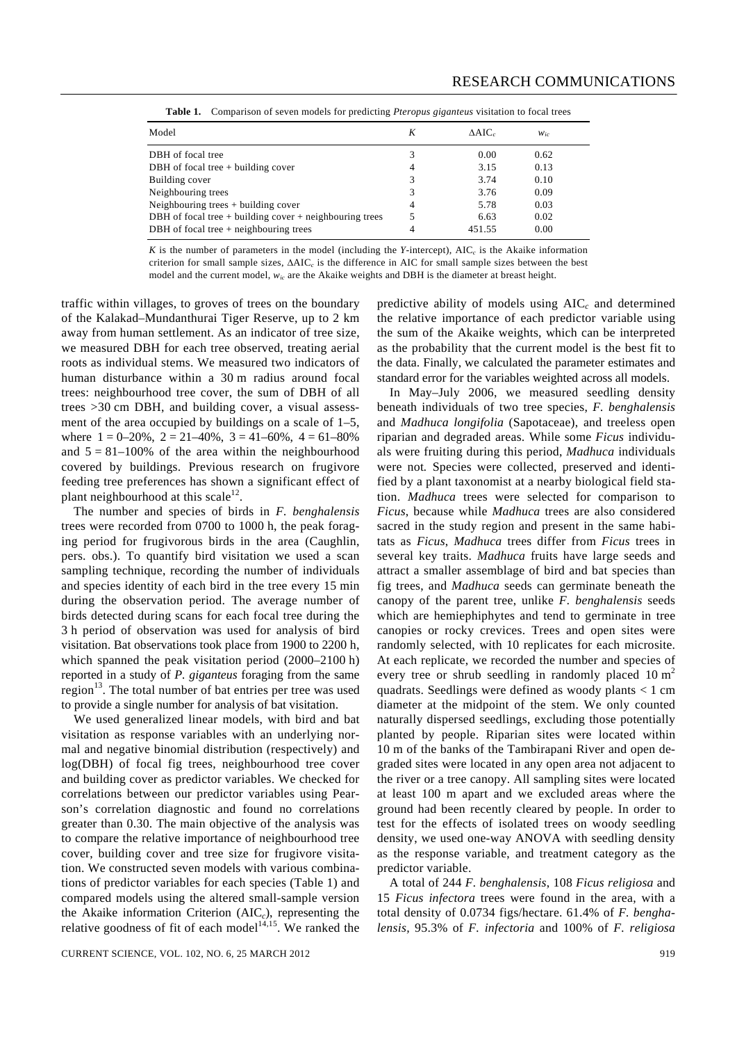**Table 1.** Comparison of seven models for predicting *Pteropus giganteus* visitation to focal trees

| Model | $K$ | $\Delta AIC_c$ | $w_{ic}$ |
|---|---|---|---|
| DBH of focal tree | 3 | 0.00 | 0.62 |
| DBH of focal tree + building cover | 4 | 3.15 | 0.13 |
| Building cover | 3 | 3.74 | 0.10 |
| Neighbouring trees | 3 | 3.76 | 0.09 |
| Neighbouring trees + building cover | 4 | 5.78 | 0.03 |
| DBH of focal tree + building cover + neighbouring trees | 5 | 6.63 | 0.02 |
| DBH of focal tree + neighbouring trees | 4 | 451.55 | 0.00 |

$K$ is the number of parameters in the model (including the $Y$-intercept), $AIC_c$ is the Akaike information criterion for small sample sizes, $\Delta AIC_c$ is the difference in AIC for small sample sizes between the best model and the current model, $w_{ic}$ are the Akaike weights and DBH is the diameter at breast height.

traffic within villages, to groves of trees on the boundary of the Kalakad–Mundanthurai Tiger Reserve, up to 2 km away from human settlement. As an indicator of tree size, we measured DBH for each tree observed, treating aerial roots as individual stems. We measured two indicators of human disturbance within a 30 m radius around focal trees: neighbourhood tree cover, the sum of DBH of all trees >30 cm DBH, and building cover, a visual assessment of the area occupied by buildings on a scale of 1–5, where 1 = 0–20%, 2 = 21–40%, 3 = 41–60%, 4 = 61–80% and 5 = 81–100% of the area within the neighbourhood covered by buildings. Previous research on frugivore feeding tree preferences has shown a significant effect of plant neighbourhood at this scale[12].

The number and species of birds in *F. benghalensis* trees were recorded from 0700 to 1000 h, the peak foraging period for frugivorous birds in the area (Caughlin, pers. obs.). To quantify bird visitation we used a scan sampling technique, recording the number of individuals and species identity of each bird in the tree every 15 min during the observation period. The average number of birds detected during scans for each focal tree during the 3 h period of observation was used for analysis of bird visitation. Bat observations took place from 1900 to 2200 h, which spanned the peak visitation period (2000–2100 h) reported in a study of *P. giganteus* foraging from the same region[13]. The total number of bat entries per tree was used to provide a single number for analysis of bat visitation.

We used generalized linear models, with bird and bat visitation as response variables with an underlying normal and negative binomial distribution (respectively) and log(DBH) of focal fig trees, neighbourhood tree cover and building cover as predictor variables. We checked for correlations between our predictor variables using Pearson's correlation diagnostic and found no correlations greater than 0.30. The main objective of the analysis was to compare the relative importance of neighbourhood tree cover, building cover and tree size for frugivore visitation. We constructed seven models with various combinations of predictor variables for each species (Table 1) and compared models using the altered small-sample version the Akaike information Criterion ($AIC_c$), representing the relative goodness of fit of each model[14,15]. We ranked the predictive ability of models using $AIC_c$ and determined the relative importance of each predictor variable using the sum of the Akaike weights, which can be interpreted as the probability that the current model is the best fit to the data. Finally, we calculated the parameter estimates and standard error for the variables weighted across all models.

In May–July 2006, we measured seedling density beneath individuals of two tree species, *F. benghalensis* and *Madhuca longifolia* (Sapotaceae), and treeless open riparian and degraded areas. While some *Ficus* individuals were fruiting during this period, *Madhuca* individuals were not. Species were collected, preserved and identified by a plant taxonomist at a nearby biological field station. *Madhuca* trees were selected for comparison to *Ficus*, because while *Madhuca* trees are also considered sacred in the study region and present in the same habitats as *Ficus*, *Madhuca* trees differ from *Ficus* trees in several key traits. *Madhuca* fruits have large seeds and attract a smaller assemblage of bird and bat species than fig trees, and *Madhuca* seeds can germinate beneath the canopy of the parent tree, unlike *F. benghalensis* seeds which are hemiephiphytes and tend to germinate in tree canopies or rocky crevices. Trees and open sites were randomly selected, with 10 replicates for each microsite. At each replicate, we recorded the number and species of every tree or shrub seedling in randomly placed 10 $m^2$ quadrats. Seedlings were defined as woody plants < 1 cm diameter at the midpoint of the stem. We only counted naturally dispersed seedlings, excluding those potentially planted by people. Riparian sites were located within 10 m of the banks of the Tambirapani River and open degraded sites were located in any open area not adjacent to the river or a tree canopy. All sampling sites were located at least 100 m apart and we excluded areas where the ground had been recently cleared by people. In order to test for the effects of isolated trees on woody seedling density, we used one-way ANOVA with seedling density as the response variable, and treatment category as the predictor variable.

A total of 244 *F. benghalensis*, 108 *Ficus religiosa* and 15 *Ficus infectora* trees were found in the area, with a total density of 0.0734 figs/hectare. 61.4% of *F. benghalensis*, 95.3% of *F. infectoria* and 100% of *F. religiosa*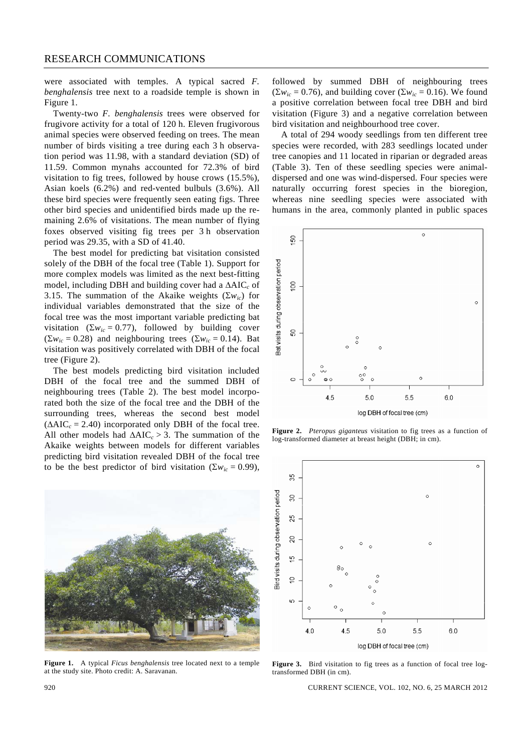were associated with temples. A typical sacred *F. benghalensis* tree next to a roadside temple is shown in Figure 1.

Twenty-two *F. benghalensis* trees were observed for frugivore activity for a total of 120 h. Eleven frugivorous animal species were observed feeding on trees. The mean number of birds visiting a tree during each 3 h observation period was 11.98, with a standard deviation (SD) of 11.59. Common mynahs accounted for 72.3% of bird visitation to fig trees, followed by house crows (15.5%), Asian koels (6.2%) and red-vented bulbuls (3.6%). All these bird species were frequently seen eating figs. Three other bird species and unidentified birds made up the remaining 2.6% of visitations. The mean number of flying foxes observed visiting fig trees per 3 h observation period was 29.35, with a SD of 41.40.

The best model for predicting bat visitation consisted solely of the DBH of the focal tree (Table 1). Support for more complex models was limited as the next best-fitting model, including DBH and building cover had a $\Delta AIC_c$ of 3.15. The summation of the Akaike weights ($\Sigma w_{ic}$) for individual variables demonstrated that the size of the focal tree was the most important variable predicting bat visitation ($\Sigma w_{ic} = 0.77$), followed by building cover ($\Sigma w_{ic} = 0.28$) and neighbouring trees ($\Sigma w_{ic} = 0.14$). Bat visitation was positively correlated with DBH of the focal tree (Figure 2).

The best models predicting bird visitation included DBH of the focal tree and the summed DBH of neighbouring trees (Table 2). The best model incorporated both the size of the focal tree and the DBH of the surrounding trees, whereas the second best model ($\Delta AIC_c = 2.40$) incorporated only DBH of the focal tree. All other models had $\Delta AIC_c > 3$. The summation of the Akaike weights between models for different variables predicting bird visitation revealed DBH of the focal tree to be the best predictor of bird visitation ($\Sigma w_{ic} = 0.99$), followed by summed DBH of neighbouring trees ($\Sigma w_{ic} = 0.76$), and building cover ($\Sigma w_{ic} = 0.16$). We found a positive correlation between focal tree DBH and bird visitation (Figure 3) and a negative correlation between bird visitation and neighbourhood tree cover.

A total of 294 woody seedlings from ten different tree species were recorded, with 283 seedlings located under tree canopies and 11 located in riparian or degraded areas (Table 3). Ten of these seedling species were animal-dispersed and one was wind-dispersed. Four species were naturally occurring forest species in the bioregion, whereas nine seedling species were associated with humans in the area, commonly planted in public spaces

**Figure 1.** A typical *Ficus benghalensis* tree located next to a temple at the study site. Photo credit: A. Saravanan.

**Figure 2.** *Pteropus giganteus* visitation to fig trees as a function of log-transformed diameter at breast height (DBH; in cm).

**Figure 3.** Bird visitation to fig trees as a function of focal tree log-transformed DBH (in cm).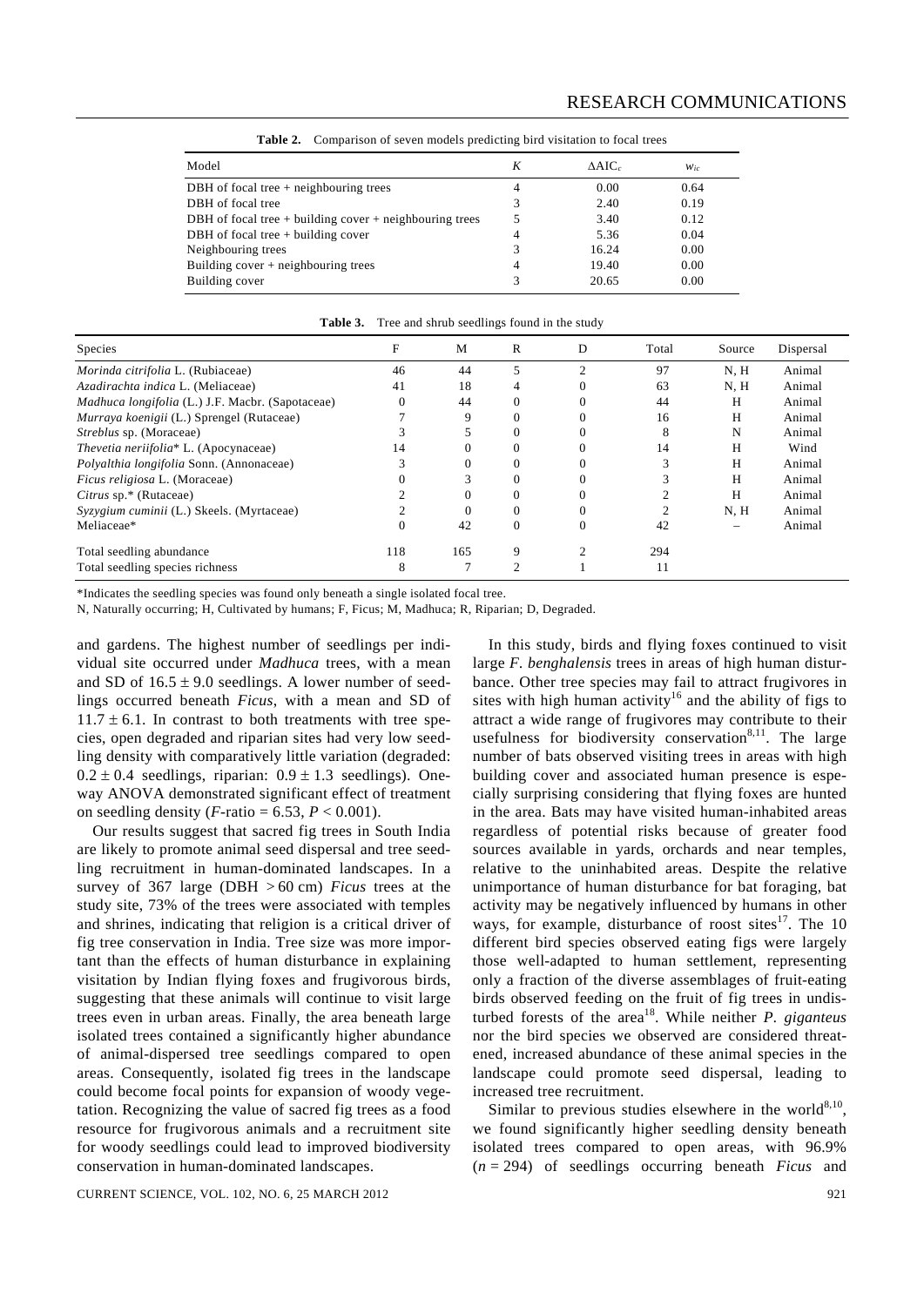**Table 2.** Comparison of seven models predicting bird visitation to focal trees

| Model | $K$ | $\Delta AIC_c$ | $w_{ic}$ |
|---|---|---|---|
| DBH of focal tree + neighbouring trees | 4 | 0.00 | 0.64 |
| DBH of focal tree | 3 | 2.40 | 0.19 |
| DBH of focal tree + building cover + neighbouring trees | 5 | 3.40 | 0.12 |
| DBH of focal tree + building cover | 4 | 5.36 | 0.04 |
| Neighbouring trees | 3 | 16.24 | 0.00 |
| Building cover + neighbouring trees | 4 | 19.40 | 0.00 |
| Building cover | 3 | 20.65 | 0.00 |

**Table 3.** Tree and shrub seedlings found in the study

| Species | F | M | R | D | Total | Source | Dispersal |
|---|---|---|---|---|---|---|---|
| *Morinda citrifolia* L. (Rubiaceae) | 46 | 44 | 5 | 2 | 97 | N, H | Animal |
| *Azadirachta indica* L. (Meliaceae) | 41 | 18 | 4 | 0 | 63 | N, H | Animal |
| *Madhuca longifolia* (L.) J.F. Macbr. (Sapotaceae) | 0 | 44 | 0 | 0 | 44 | H | Animal |
| *Murraya koenigii* (L.) Sprengel (Rutaceae) | 7 | 9 | 0 | 0 | 16 | H | Animal |
| *Streblus* sp. (Moraceae) | 3 | 5 | 0 | 0 | 8 | N | Animal |
| *Thevetia neriifolia** L. (Apocynaceae) | 14 | 0 | 0 | 0 | 14 | H | Wind |
| *Polyalthia longifolia* Sonn. (Annonaceae) | 3 | 0 | 0 | 0 | 3 | H | Animal |
| *Ficus religiosa* L. (Moraceae) | 0 | 3 | 0 | 0 | 3 | H | Animal |
| *Citrus* sp.* (Rutaceae) | 2 | 0 | 0 | 0 | 2 | H | Animal |
| *Syzygium cuminii* (L.) Skeels. (Myrtaceae) | 2 | 0 | 0 | 0 | 2 | N, H | Animal |
| Meliaceae* | 0 | 42 | 0 | 0 | 42 | – | Animal |
| Total seedling abundance | 118 | 165 | 9 | 2 | 294 | | |
| Total seedling species richness | 8 | 7 | 2 | 1 | 11 | | |

*Indicates the seedling species was found only beneath a single isolated focal tree.

N, Naturally occurring; H, Cultivated by humans; F, Ficus; M, Madhuca; R, Riparian; D, Degraded.

and gardens. The highest number of seedlings per individual site occurred under *Madhuca* trees, with a mean and SD of $16.5 \pm 9.0$ seedlings. A lower number of seedlings occurred beneath *Ficus*, with a mean and SD of $11.7 \pm 6.1$. In contrast to both treatments with tree species, open degraded and riparian sites had very low seedling density with comparatively little variation (degraded: $0.2 \pm 0.4$ seedlings, riparian: $0.9 \pm 1.3$ seedlings). One-way ANOVA demonstrated significant effect of treatment on seedling density ($F$-ratio = 6.53, $P < 0.001$).

Our results suggest that sacred fig trees in South India are likely to promote animal seed dispersal and tree seedling recruitment in human-dominated landscapes. In a survey of 367 large (DBH > 60 cm) *Ficus* trees at the study site, 73% of the trees were associated with temples and shrines, indicating that religion is a critical driver of fig tree conservation in India. Tree size was more important than the effects of human disturbance in explaining visitation by Indian flying foxes and frugivorous birds, suggesting that these animals will continue to visit large trees even in urban areas. Finally, the area beneath large isolated trees contained a significantly higher abundance of animal-dispersed tree seedlings compared to open areas. Consequently, isolated fig trees in the landscape could become focal points for expansion of woody vegetation. Recognizing the value of sacred fig trees as a food resource for frugivorous animals and a recruitment site for woody seedlings could lead to improved biodiversity conservation in human-dominated landscapes.

In this study, birds and flying foxes continued to visit large *F. benghalensis* trees in areas of high human disturbance. Other tree species may fail to attract frugivores in sites with high human activity[16] and the ability of figs to attract a wide range of frugivores may contribute to their usefulness for biodiversity conservation[8,11]. The large number of bats observed visiting trees in areas with high building cover and associated human presence is especially surprising considering that flying foxes are hunted in the area. Bats may have visited human-inhabited areas regardless of potential risks because of greater food sources available in yards, orchards and near temples, relative to the uninhabited areas. Despite the relative unimportance of human disturbance for bat foraging, bat activity may be negatively influenced by humans in other ways, for example, disturbance of roost sites[17]. The 10 different bird species observed eating figs were largely those well-adapted to human settlement, representing only a fraction of the diverse assemblages of fruit-eating birds observed feeding on the fruit of fig trees in undisturbed forests of the area[18]. While neither *P. giganteus* nor the bird species we observed are considered threatened, increased abundance of these animal species in the landscape could promote seed dispersal, leading to increased tree recruitment.

Similar to previous studies elsewhere in the world[8,10], we found significantly higher seedling density beneath isolated trees compared to open areas, with 96.9% ($n = 294$) of seedlings occurring beneath *Ficus* and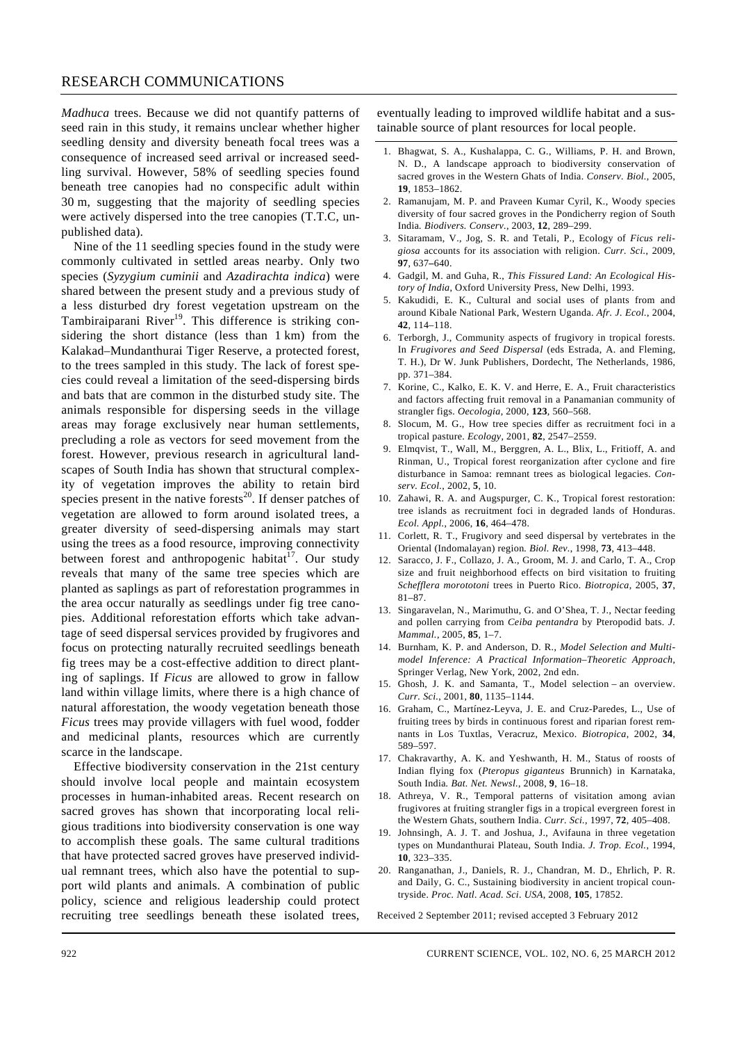*Madhuca* trees. Because we did not quantify patterns of seed rain in this study, it remains unclear whether higher seedling density and diversity beneath focal trees was a consequence of increased seed arrival or increased seedling survival. However, 58% of seedling species found beneath tree canopies had no conspecific adult within 30 m, suggesting that the majority of seedling species were actively dispersed into the tree canopies (T.T.C, unpublished data).

Nine of the 11 seedling species found in the study were commonly cultivated in settled areas nearby. Only two species (*Syzygium cuminii* and *Azadirachta indica*) were shared between the present study and a previous study of a less disturbed dry forest vegetation upstream on the Tambiraiparani River[19]. This difference is striking considering the short distance (less than 1 km) from the Kalakad–Mundanthurai Tiger Reserve, a protected forest, to the trees sampled in this study. The lack of forest species could reveal a limitation of the seed-dispersing birds and bats that are common in the disturbed study site. The animals responsible for dispersing seeds in the village areas may forage exclusively near human settlements, precluding a role as vectors for seed movement from the forest. However, previous research in agricultural landscapes of South India has shown that structural complexity of vegetation improves the ability to retain bird species present in the native forests[20]. If denser patches of vegetation are allowed to form around isolated trees, a greater diversity of seed-dispersing animals may start using the trees as a food resource, improving connectivity between forest and anthropogenic habitat[17]. Our study reveals that many of the same tree species which are planted as saplings as part of reforestation programmes in the area occur naturally as seedlings under fig tree canopies. Additional reforestation efforts which take advantage of seed dispersal services provided by frugivores and focus on protecting naturally recruited seedlings beneath fig trees may be a cost-effective addition to direct planting of saplings. If *Ficus* are allowed to grow in fallow land within village limits, where there is a high chance of natural afforestation, the woody vegetation beneath those *Ficus* trees may provide villagers with fuel wood, fodder and medicinal plants, resources which are currently scarce in the landscape.

Effective biodiversity conservation in the 21st century should involve local people and maintain ecosystem processes in human-inhabited areas. Recent research on sacred groves has shown that incorporating local religious traditions into biodiversity conservation is one way to accomplish these goals. The same cultural traditions that have protected sacred groves have preserved individual remnant trees, which also have the potential to support wild plants and animals. A combination of public policy, science and religious leadership could protect recruiting tree seedlings beneath these isolated trees, eventually leading to improved wildlife habitat and a sustainable source of plant resources for local people.

1. Bhagwat, S. A., Kushalappa, C. G., Williams, P. H. and Brown, N. D., A landscape approach to biodiversity conservation of sacred groves in the Western Ghats of India. *Conserv. Biol.*, 2005, **19**, 1853–1862.
2. Ramanujam, M. P. and Praveen Kumar Cyril, K., Woody species diversity of four sacred groves in the Pondicherry region of South India. *Biodivers. Conserv.*, 2003, **12**, 289–299.
3. Sitaramam, V., Jog, S. R. and Tetali, P., Ecology of *Ficus religiosa* accounts for its association with religion. *Curr. Sci.*, 2009, **97**, 637–640.
4. Gadgil, M. and Guha, R., *This Fissured Land: An Ecological History of India*, Oxford University Press, New Delhi, 1993.
5. Kakudidi, E. K., Cultural and social uses of plants from and around Kibale National Park, Western Uganda. *Afr. J. Ecol.*, 2004, **42**, 114–118.
6. Terborgh, J., Community aspects of frugivory in tropical forests. In *Frugivores and Seed Dispersal* (eds Estrada, A. and Fleming, T. H.), Dr W. Junk Publishers, Dordecht, The Netherlands, 1986, pp. 371–384.
7. Korine, C., Kalko, E. K. V. and Herre, E. A., Fruit characteristics and factors affecting fruit removal in a Panamanian community of strangler figs. *Oecologia*, 2000, **123**, 560–568.
8. Slocum, M. G., How tree species differ as recruitment foci in a tropical pasture. *Ecology*, 2001, **82**, 2547–2559.
9. Elmqvist, T., Wall, M., Berggren, A. L., Blix, L., Fritioff, A. and Rinman, U., Tropical forest reorganization after cyclone and fire disturbance in Samoa: remnant trees as biological legacies. *Conserv. Ecol.*, 2002, **5**, 10.
10. Zahawi, R. A. and Augspurger, C. K., Tropical forest restoration: tree islands as recruitment foci in degraded lands of Honduras. *Ecol. Appl.*, 2006, **16**, 464–478.
11. Corlett, R. T., Frugivory and seed dispersal by vertebrates in the Oriental (Indomalayan) region. *Biol. Rev.*, 1998, **73**, 413–448.
12. Saracco, J. F., Collazo, J. A., Groom, M. J. and Carlo, T. A., Crop size and fruit neighborhood effects on bird visitation to fruiting *Schefflera morototoni* trees in Puerto Rico. *Biotropica*, 2005, **37**, 81–87.
13. Singaravelan, N., Marimuthu, G. and O'Shea, T. J., Nectar feeding and pollen carrying from *Ceiba pentandra* by Pteropodid bats. *J. Mammal.*, 2005, **85**, 1–7.
14. Burnham, K. P. and Anderson, D. R., *Model Selection and Multimodel Inference: A Practical Information–Theoretic Approach*, Springer Verlag, New York, 2002, 2nd edn.
15. Ghosh, J. K. and Samanta, T., Model selection – an overview. *Curr. Sci.*, 2001, **80**, 1135–1144.
16. Graham, C., Martínez-Leyva, J. E. and Cruz-Paredes, L., Use of fruiting trees by birds in continuous forest and riparian forest remnants in Los Tuxtlas, Veracruz, Mexico. *Biotropica*, 2002, **34**, 589–597.
17. Chakravarthy, A. K. and Yeshwanth, H. M., Status of roosts of Indian flying fox (*Pteropus giganteus* Brunnich) in Karnataka, South India. *Bat. Net. Newsl.*, 2008, **9**, 16–18.
18. Athreya, V. R., Temporal patterns of visitation among avian frugivores at fruiting strangler figs in a tropical evergreen forest in the Western Ghats, southern India. *Curr. Sci.*, 1997, **72**, 405–408.
19. Johnsingh, A. J. T. and Joshua, J., Avifauna in three vegetation types on Mundanthurai Plateau, South India. *J. Trop. Ecol.*, 1994, **10**, 323–335.
20. Ranganathan, J., Daniels, R. J., Chandran, M. D., Ehrlich, P. R. and Daily, G. C., Sustaining biodiversity in ancient tropical countryside. *Proc. Natl. Acad. Sci. USA*, 2008, **105**, 17852.

Received 2 September 2011; revised accepted 3 February 2012